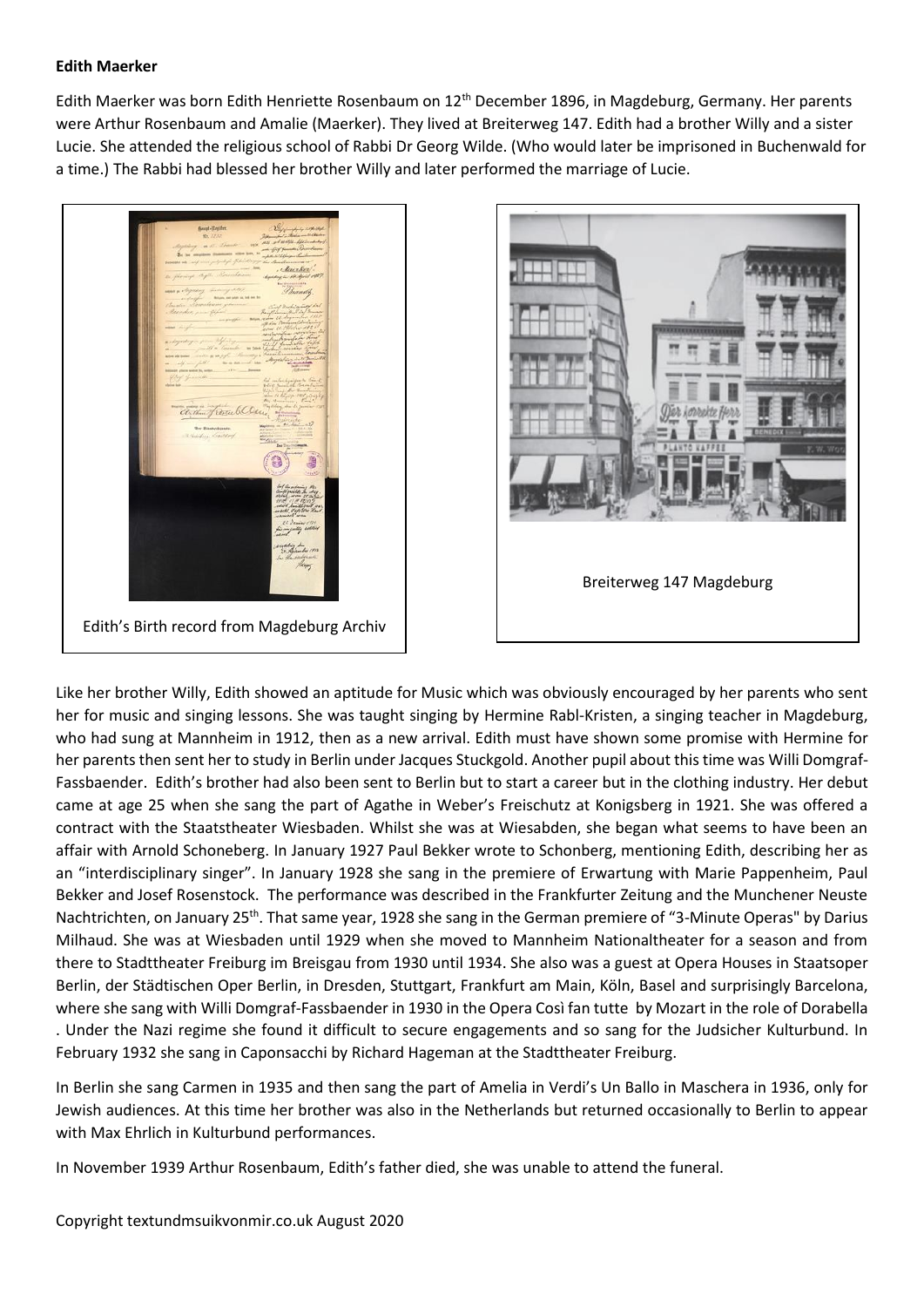**Edith Maerker**

Edith Maerker was born Edith Henriette Rosenbaum on 12th December 1896, in Magdeburg, Germany. Her parents were Arthur Rosenbaum and Amalie (Maerker). They lived at Breiterweg 147. Edith had a brother Willy and a sister Lucie. She attended the religious school of Rabbi Dr Georg Wilde. (Who would later be imprisoned in Buchenwald for a time.) The Rabbi had blessed her brother Willy and later performed the marriage of Lucie.

Edith's Birth record from Magdeburg Archiv

Breiterweg 147 Magdeburg

Like her brother Willy, Edith showed an aptitude for Music which was obviously encouraged by her parents who sent her for music and singing lessons. She was taught singing by Hermine Rabl-Kristen, a singing teacher in Magdeburg, who had sung at Mannheim in 1912, then as a new arrival. Edith must have shown some promise with Hermine for her parents then sent her to study in Berlin under Jacques Stuckgold. Another pupil about this time was Willi Domgraf-Fassbaender. Edith's brother had also been sent to Berlin but to start a career but in the clothing industry. Her debut came at age 25 when she sang the part of Agathe in Weber's Freischutz at Konigsberg in 1921. She was offered a contract with the Staatstheater Wiesbaden. Whilst she was at Wiesabden, she began what seems to have been an affair with Arnold Schoneberg. In January 1927 Paul Bekker wrote to Schonberg, mentioning Edith, describing her as an "interdisciplinary singer". In January 1928 she sang in the premiere of Erwartung with Marie Pappenheim, Paul Bekker and Josef Rosenstock. The performance was described in the Frankfurter Zeitung and the Munchener Neuste Nachtrichten, on January 25th. That same year, 1928 she sang in the German premiere of "3-Minute Operas" by Darius Milhaud. She was at Wiesbaden until 1929 when she moved to Mannheim Nationaltheater for a season and from there to Stadttheater Freiburg im Breisgau from 1930 until 1934. She also was a guest at Opera Houses in Staatsoper Berlin, der Städtischen Oper Berlin, in Dresden, Stuttgart, Frankfurt am Main, Köln, Basel and surprisingly Barcelona, where she sang with Willi Domgraf-Fassbaender in 1930 in the Opera Così fan tutte by Mozart in the role of Dorabella . Under the Nazi regime she found it difficult to secure engagements and so sang for the Judsicher Kulturbund. In February 1932 she sang in Caponsacchi by Richard Hageman at the Stadttheater Freiburg.

In Berlin she sang Carmen in 1935 and then sang the part of Amelia in Verdi's Un Ballo in Maschera in 1936, only for Jewish audiences. At this time her brother was also in the Netherlands but returned occasionally to Berlin to appear with Max Ehrlich in Kulturbund performances.

In November 1939 Arthur Rosenbaum, Edith's father died, she was unable to attend the funeral.

Copyright textundmsuikvonmir.co.uk August 2020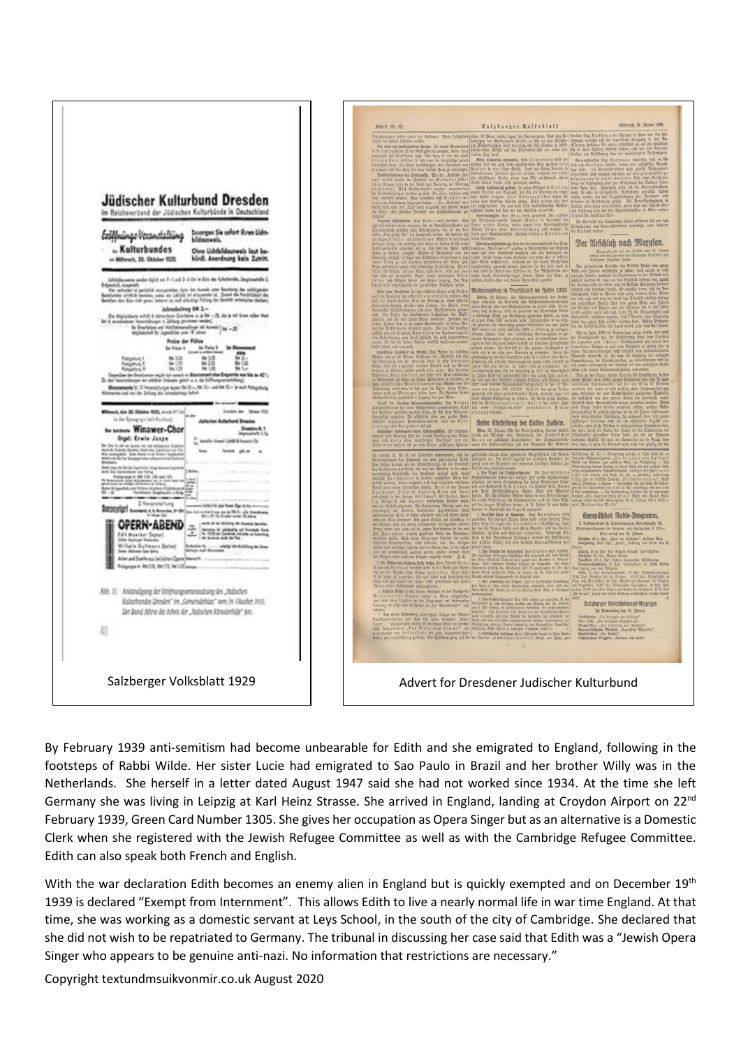Salzberger Volksblatt 1929

Advert for Dresdener Judischer Kulturbund

By February 1939 anti-semitism had become unbearable for Edith and she emigrated to England, following in the footsteps of Rabbi Wilde. Her sister Lucie had emigrated to Sao Paulo in Brazil and her brother Willy was in the Netherlands. She herself in a letter dated August 1947 said she had not worked since 1934. At the time she left Germany she was living in Leipzig at Karl Heinz Strasse. She arrived in England, landing at Croydon Airport on 22nd February 1939, Green Card Number 1305. She gives her occupation as Opera Singer but as an alternative is a Domestic Clerk when she registered with the Jewish Refugee Committee as well as with the Cambridge Refugee Committee. Edith can also speak both French and English.

With the war declaration Edith becomes an enemy alien in England but is quickly exempted and on December 19th 1939 is declared "Exempt from Internment". This allows Edith to live a nearly normal life in war time England. At that time, she was working as a domestic servant at Leys School, in the south of the city of Cambridge. She declared that she did not wish to be repatriated to Germany. The tribunal in discussing her case said that Edith was a "Jewish Opera Singer who appears to be genuine anti-nazi. No information that restrictions are necessary."

Copyright textundmsuikvonmir.co.uk August 2020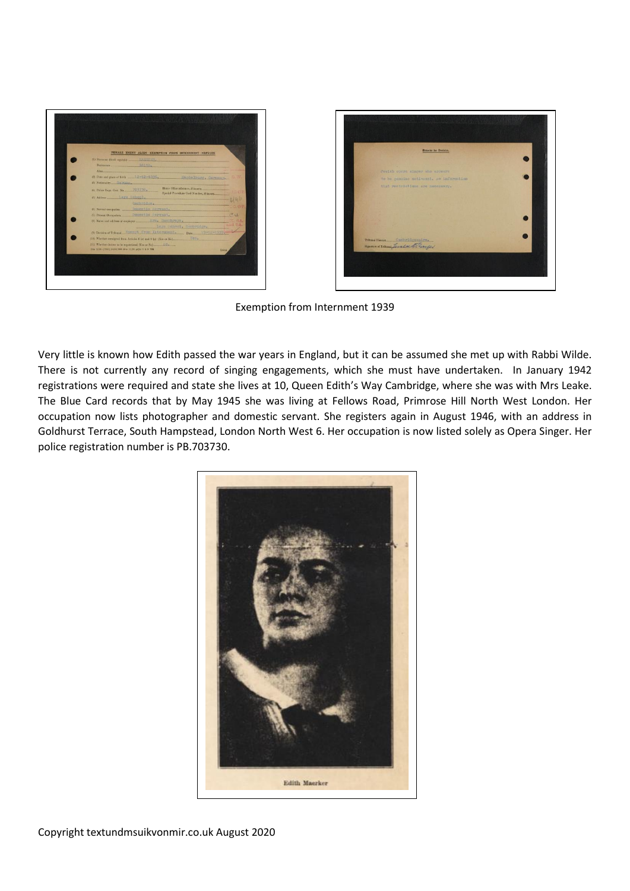Exemption from Internment 1939

Very little is known how Edith passed the war years in England, but it can be assumed she met up with Rabbi Wilde. There is not currently any record of singing engagements, which she must have undertaken. In January 1942 registrations were required and state she lives at 10, Queen Edith's Way Cambridge, where she was with Mrs Leake. The Blue Card records that by May 1945 she was living at Fellows Road, Primrose Hill North West London. Her occupation now lists photographer and domestic servant. She registers again in August 1946, with an address in Goldhurst Terrace, South Hampstead, London North West 6. Her occupation is now listed solely as Opera Singer. Her police registration number is PB.703730.

Edith Maerker

Copyright textundmsuikvonmir.co.uk August 2020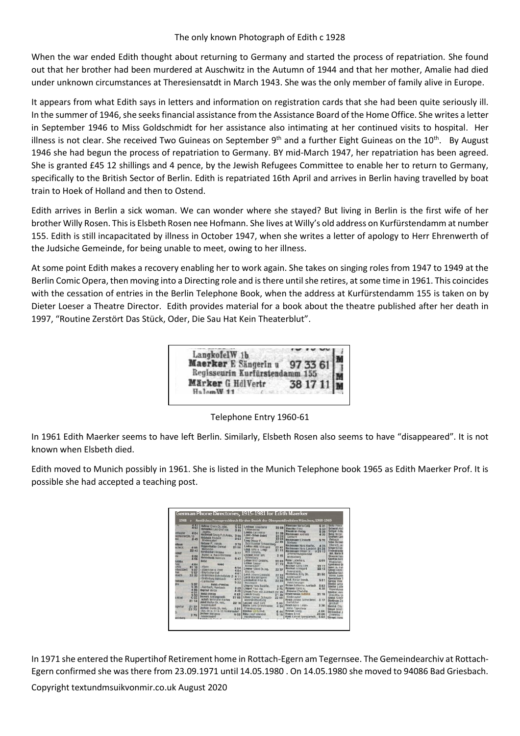The only known Photograph of Edith c 1928

When the war ended Edith thought about returning to Germany and started the process of repatriation. She found out that her brother had been murdered at Auschwitz in the Autumn of 1944 and that her mother, Amalie had died under unknown circumstances at Theresiensatdt in March 1943. She was the only member of family alive in Europe.

It appears from what Edith says in letters and information on registration cards that she had been quite seriously ill. In the summer of 1946, she seeks financial assistance from the Assistance Board of the Home Office. She writes a letter in September 1946 to Miss Goldschmidt for her assistance also intimating at her continued visits to hospital. Her illness is not clear. She received Two Guineas on September 9th and a further Eight Guineas on the 10th. By August 1946 she had begun the process of repatriation to Germany. BY mid-March 1947, her repatriation has been agreed. She is granted £45 12 shillings and 4 pence, by the Jewish Refugees Committee to enable her to return to Germany, specifically to the British Sector of Berlin. Edith is repatriated 16th April and arrives in Berlin having travelled by boat train to Hoek of Holland and then to Ostend.

Edith arrives in Berlin a sick woman. We can wonder where she stayed? But living in Berlin is the first wife of her brother Willy Rosen. This is Elsbeth Rosen nee Hofmann. She lives at Willy's old address on Kurfürstendamm at number 155. Edith is still incapacitated by illness in October 1947, when she writes a letter of apology to Herr Ehrenwerth of the Judsiche Gemeinde, for being unable to meet, owing to her illness.

At some point Edith makes a recovery enabling her to work again. She takes on singing roles from 1947 to 1949 at the Berlin Comic Opera, then moving into a Directing role and is there until she retires, at some time in 1961. This coincides with the cessation of entries in the Berlin Telephone Book, when the address at Kurfürstendamm 155 is taken on by Dieter Loeser a Theatre Director. Edith provides material for a book about the theatre published after her death in 1997, "Routine Zerstört Das Stück, Oder, Die Sau Hat Kein Theaterblut".

LangkofelW 1b
Maerker E Sängerin u 97 33 61
Regisseurin Kurfürstendamm 155
Märker G HdlVertr 38 17 11
HalemW 11

Telephone Entry 1960-61

In 1961 Edith Maerker seems to have left Berlin. Similarly, Elsbeth Rosen also seems to have "disappeared". It is not known when Elsbeth died.

Edith moved to Munich possibly in 1961. She is listed in the Munich Telephone book 1965 as Edith Maerker Prof. It is possible she had accepted a teaching post.

German Phone Directories, 1915-1981 for Edith Maerker

In 1971 she entered the Rupertihof Retirement home in Rottach-Egern am Tegernsee. The Gemeindearchiv at Rottach-Egern confirmed she was there from 23.09.1971 until 14.05.1980 . On 14.05.1980 she moved to 94086 Bad Griesbach.

Copyright textundmsuikvonmir.co.uk August 2020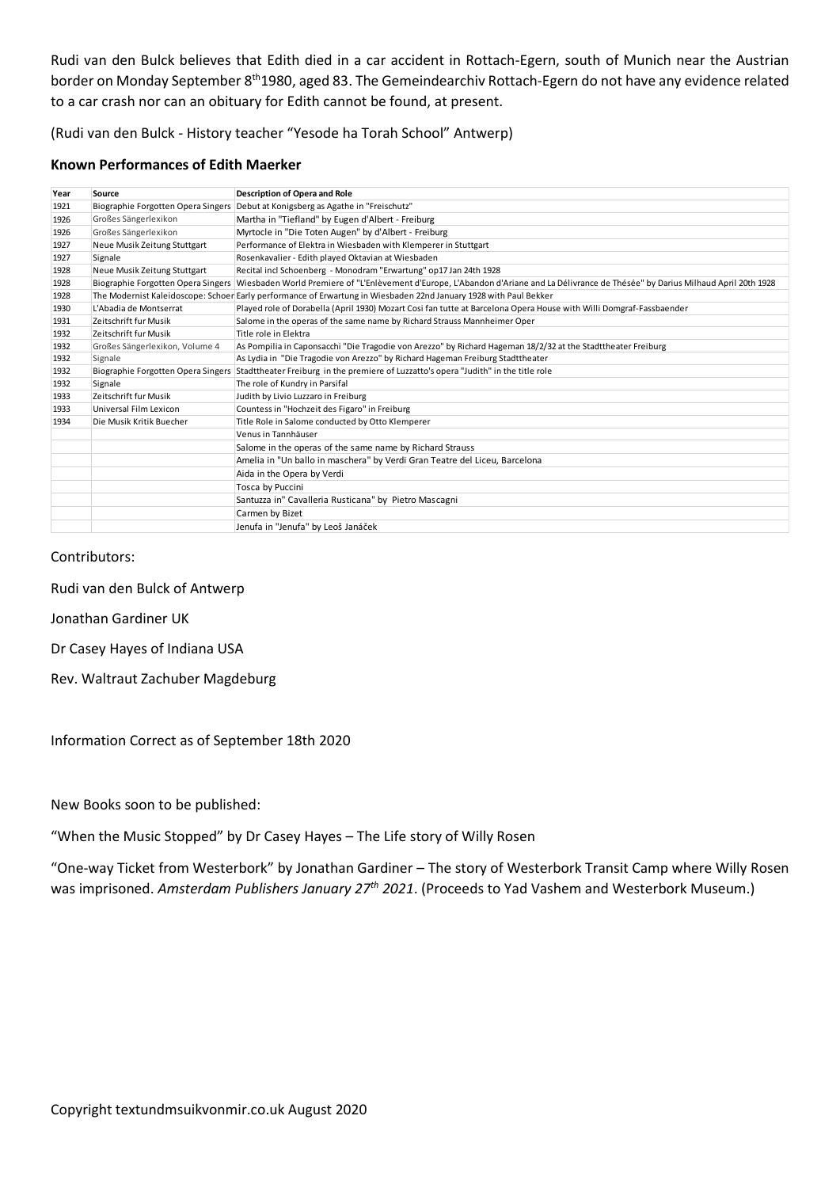Rudi van den Bulck believes that Edith died in a car accident in Rottach-Egern, south of Munich near the Austrian border on Monday September 8th 1980, aged 83. The Gemeindearchiv Rottach-Egern do not have any evidence related to a car crash nor can an obituary for Edith cannot be found, at present.

(Rudi van den Bulck - History teacher “Yesode ha Torah School” Antwerp)

**Known Performances of Edith Maerker**

| Year | Source | Description of Opera and Role |
|---|---|---|
| 1921 | Biographie Forgotten Opera Singers | Debut at Konigsberg as Agathe in "Freischutz" |
| 1926 | Großes Sängerlexikon | Martha in "Tiefland" by Eugen d'Albert - Freiburg |
| 1926 | Großes Sängerlexikon | Myrtocle in "Die Toten Augen" by d'Albert - Freiburg |
| 1927 | Neue Musik Zeitung Stuttgart | Performance of Elektra in Wiesbaden with Klemperer in Stuttgart |
| 1927 | Signale | Rosenkavalier - Edith played Oktavian at Wiesbaden |
| 1928 | Neue Musik Zeitung Stuttgart | Recital incl Schoenberg - Monodram "Erwartung" op17 Jan 24th 1928 |
| 1928 | Biographie Forgotten Opera Singers | Wiesbaden World Premiere of "L'Enlèvement d'Europe, L'Abandon d'Ariane and La Délivrance de Thésée" by Darius Milhaud April 20th 1928 |
| 1928 | The Modernist Kaleidoscope: Schoer | Early performance of Erwartung in Wiesbaden 22nd January 1928 with Paul Bekker |
| 1930 | L'Abadia de Montserrat | Played role of Dorabella (April 1930) Mozart Cosi fan tutte at Barcelona Opera House with Willi Domgraf-Fassbaender |
| 1931 | Zeitschrift fur Musik | Salome in the operas of the same name by Richard Strauss Mannheimer Oper |
| 1932 | Zeitschrift fur Musik | Title role in Elektra |
| 1932 | Großes Sängerlexikon, Volume 4 | As Pompilia in Caponsacchi "Die Tragodie von Arezzo" by Richard Hageman 18/2/32 at the Stadttheater Freiburg |
| 1932 | Signale | As Lydia in "Die Tragodie von Arezzo" by Richard Hageman Freiburg Stadttheater |
| 1932 | Biographie Forgotten Opera Singers | Stadttheater Freiburg in the premiere of Luzzatto's opera "Judith" in the title role |
| 1932 | Signale | The role of Kundry in Parsifal |
| 1933 | Zeitschrift fur Musik | Judith by Livio Luzzaro in Freiburg |
| 1933 | Universal Film Lexicon | Countess in "Hochzeit des Figaro" in Freiburg |
| 1934 | Die Musik Kritik Buecher | Title Role in Salome conducted by Otto Klemperer |
| | | Venus in Tannhäuser |
| | | Salome in the operas of the same name by Richard Strauss |
| | | Amelia in "Un ballo in maschera" by Verdi Gran Teatre del Liceu, Barcelona |
| | | Aida in the Opera by Verdi |
| | | Tosca by Puccini |
| | | Santuzza in" Cavalleria Rusticana" by Pietro Mascagni |
| | | Carmen by Bizet |
| | | Jenufa in "Jenufa" by Leoš Janáček |

Contributors:

Rudi van den Bulck of Antwerp

Jonathan Gardiner UK

Dr Casey Hayes of Indiana USA

Rev. Waltraut Zachuber Magdeburg

Information Correct as of September 18th 2020

New Books soon to be published:

“When the Music Stopped” by Dr Casey Hayes – The Life story of Willy Rosen

“One-way Ticket from Westerbork” by Jonathan Gardiner – The story of Westerbork Transit Camp where Willy Rosen was imprisoned. *Amsterdam Publishers January 27th 2021*. (Proceeds to Yad Vashem and Westerbork Museum.)

Copyright textundmsuikvonmir.co.uk August 2020